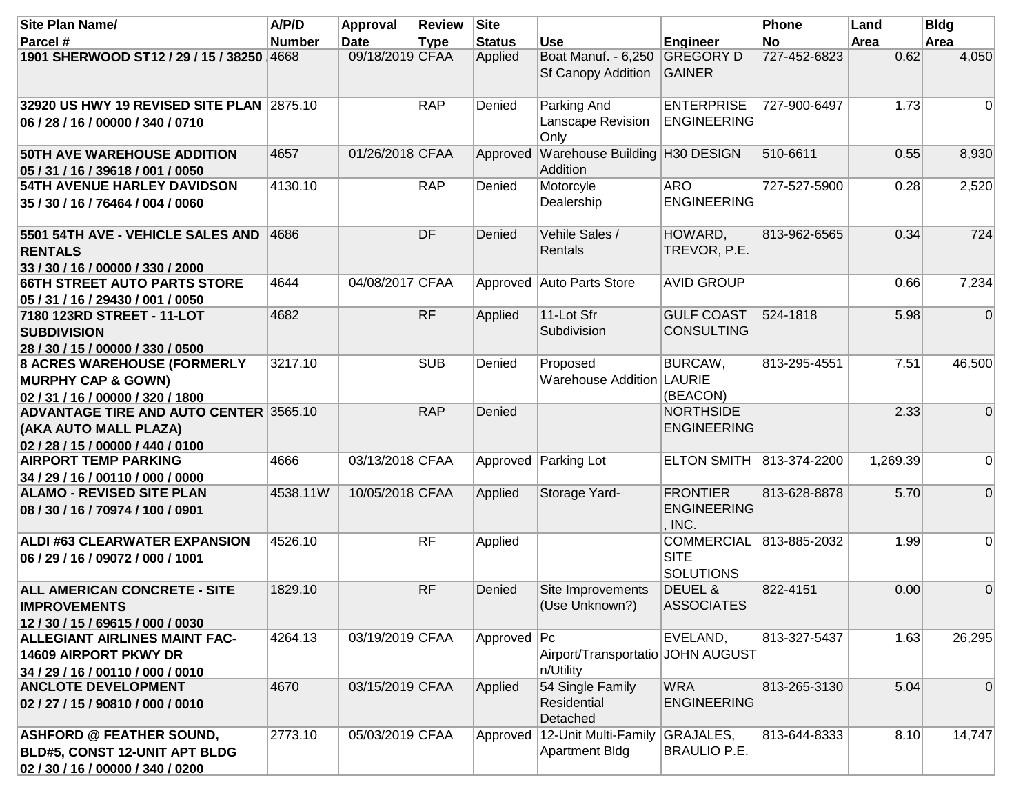| Site Plan Name/ Parcel # | A/P/D Number | Approval Date | Review Type | Site Status | Use | Engineer | Phone No | Land Area | Bldg Area |
|---|---|---|---|---|---|---|---|---|---|
| **1901 SHERWOOD ST12 / 29 / 15 / 38250 /** | 4668 | 09/18/2019 | CFAA | Applied | Boat Manuf. - 6,250 Sf Canopy Addition | GREGORY D GAINER | 727-452-6823 | 0.62 | 4,050 |
| **32920 US HWY 19 REVISED SITE PLAN 06 / 28 / 16 / 00000 / 340 / 0710** | 2875.10 | | RAP | Denied | Parking And Lanscape Revision Only | ENTERPRISE ENGINEERING | 727-900-6497 | 1.73 | 0 |
| **50TH AVE WAREHOUSE ADDITION 05 / 31 / 16 / 39618 / 001 / 0050** | 4657 | 01/26/2018 | CFAA | Approved | Warehouse Building Addition | H30 DESIGN | 510-6611 | 0.55 | 8,930 |
| **54TH AVENUE HARLEY DAVIDSON 35 / 30 / 16 / 76464 / 004 / 0060** | 4130.10 | | RAP | Denied | Motorcyle Dealership | ARO ENGINEERING | 727-527-5900 | 0.28 | 2,520 |
| **5501 54TH AVE - VEHICLE SALES AND RENTALS 33 / 30 / 16 / 00000 / 330 / 2000** | 4686 | | DF | Denied | Vehile Sales / Rentals | HOWARD, TREVOR, P.E. | 813-962-6565 | 0.34 | 724 |
| **66TH STREET AUTO PARTS STORE 05 / 31 / 16 / 29430 / 001 / 0050** | 4644 | 04/08/2017 | CFAA | Approved | Auto Parts Store | AVID GROUP | | 0.66 | 7,234 |
| **7180 123RD STREET - 11-LOT SUBDIVISION 28 / 30 / 15 / 00000 / 330 / 0500** | 4682 | | RF | Applied | 11-Lot Sfr Subdivision | GULF COAST CONSULTING | 524-1818 | 5.98 | 0 |
| **8 ACRES WAREHOUSE (FORMERLY MURPHY CAP & GOWN) 02 / 31 / 16 / 00000 / 320 / 1800** | 3217.10 | | SUB | Denied | Proposed Warehouse Addition | BURCAW, LAURIE (BEACON) | 813-295-4551 | 7.51 | 46,500 |
| **ADVANTAGE TIRE AND AUTO CENTER (AKA AUTO MALL PLAZA) 02 / 28 / 15 / 00000 / 440 / 0100** | 3565.10 | | RAP | Denied | | NORTHSIDE ENGINEERING | | 2.33 | 0 |
| **AIRPORT TEMP PARKING 34 / 29 / 16 / 00110 / 000 / 0000** | 4666 | 03/13/2018 | CFAA | Approved | Parking Lot | ELTON SMITH | 813-374-2200 | 1,269.39 | 0 |
| **ALAMO - REVISED SITE PLAN 08 / 30 / 16 / 70974 / 100 / 0901** | 4538.11W | 10/05/2018 | CFAA | Applied | Storage Yard- | FRONTIER ENGINEERING, INC. | 813-628-8878 | 5.70 | 0 |
| **ALDI #63 CLEARWATER EXPANSION 06 / 29 / 16 / 09072 / 000 / 1001** | 4526.10 | | RF | Applied | | COMMERCIAL SITE SOLUTIONS | 813-885-2032 | 1.99 | 0 |
| **ALL AMERICAN CONCRETE - SITE IMPROVEMENTS 12 / 30 / 15 / 69615 / 000 / 0030** | 1829.10 | | RF | Denied | Site Improvements (Use Unknown?) | DEUEL & ASSOCIATES | 822-4151 | 0.00 | 0 |
| **ALLEGIANT AIRLINES MAINT FAC- 14609 AIRPORT PKWY DR 34 / 29 / 16 / 00110 / 000 / 0010** | 4264.13 | 03/19/2019 | CFAA | Approved | Pc Airport/Transportation/Utility | EVELAND, JOHN AUGUST | 813-327-5437 | 1.63 | 26,295 |
| **ANCLOTE DEVELOPMENT 02 / 27 / 15 / 90810 / 000 / 0010** | 4670 | 03/15/2019 | CFAA | Applied | 54 Single Family Residential Detached | WRA ENGINEERING | 813-265-3130 | 5.04 | 0 |
| **ASHFORD @ FEATHER SOUND, BLD#5, CONST 12-UNIT APT BLDG 02 / 30 / 16 / 00000 / 340 / 0200** | 2773.10 | 05/03/2019 | CFAA | Approved | 12-Unit Multi-Family Apartment Bldg | GRAJALES, BRAULIO P.E. | 813-644-8333 | 8.10 | 14,747 |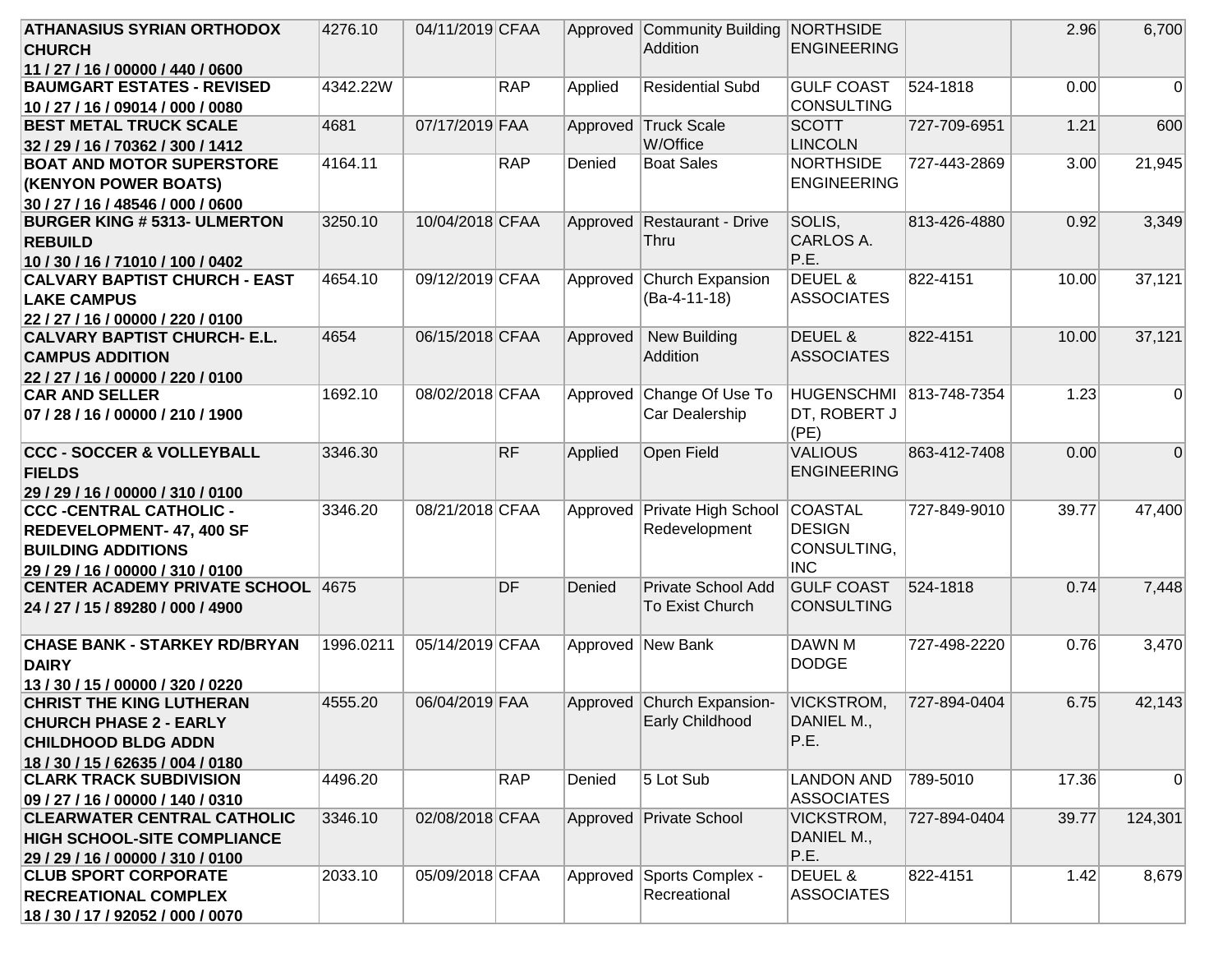| | | | | | | | | | |
|---|---|---|---|---|---|---|---|---|---|
| **ATHANASIUS SYRIAN ORTHODOX CHURCH**<br>**11 / 27 / 16 / 00000 / 440 / 0600** | 4276.10 | 04/11/2019 | CFAA | Approved | Community Building Addition | NORTHSIDE ENGINEERING | | 2.96 | 6,700 |
| **BAUMGART ESTATES - REVISED**<br>**10 / 27 / 16 / 09014 / 000 / 0080** | 4342.22W | | RAP | Applied | Residential Subd | GULF COAST CONSULTING | 524-1818 | 0.00 | 0 |
| **BEST METAL TRUCK SCALE**<br>**32 / 29 / 16 / 70362 / 300 / 1412** | 4681 | 07/17/2019 | FAA | Approved | Truck Scale W/Office | SCOTT LINCOLN | 727-709-6951 | 1.21 | 600 |
| **BOAT AND MOTOR SUPERSTORE (KENYON POWER BOATS)**<br>**30 / 27 / 16 / 48546 / 000 / 0600** | 4164.11 | | RAP | Denied | Boat Sales | NORTHSIDE ENGINEERING | 727-443-2869 | 3.00 | 21,945 |
| **BURGER KING # 5313- ULMERTON REBUILD**<br>**10 / 30 / 16 / 71010 / 100 / 0402** | 3250.10 | 10/04/2018 | CFAA | Approved | Restaurant - Drive Thru | SOLIS, CARLOS A. P.E. | 813-426-4880 | 0.92 | 3,349 |
| **CALVARY BAPTIST CHURCH - EAST LAKE CAMPUS**<br>**22 / 27 / 16 / 00000 / 220 / 0100** | 4654.10 | 09/12/2019 | CFAA | Approved | Church Expansion (Ba-4-11-18) | DEUEL & ASSOCIATES | 822-4151 | 10.00 | 37,121 |
| **CALVARY BAPTIST CHURCH- E.L. CAMPUS ADDITION**<br>**22 / 27 / 16 / 00000 / 220 / 0100** | 4654 | 06/15/2018 | CFAA | Approved | New Building Addition | DEUEL & ASSOCIATES | 822-4151 | 10.00 | 37,121 |
| **CAR AND SELLER**<br>**07 / 28 / 16 / 00000 / 210 / 1900** | 1692.10 | 08/02/2018 | CFAA | Approved | Change Of Use To Car Dealership | HUGENSCHMIDT, ROBERT J (PE) | 813-748-7354 | 1.23 | 0 |
| **CCC - SOCCER & VOLLEYBALL FIELDS**<br>**29 / 29 / 16 / 00000 / 310 / 0100** | 3346.30 | | RF | Applied | Open Field | VALIOUS ENGINEERING | 863-412-7408 | 0.00 | 0 |
| **CCC -CENTRAL CATHOLIC - REDEVELOPMENT- 47, 400 SF BUILDING ADDITIONS**<br>**29 / 29 / 16 / 00000 / 310 / 0100** | 3346.20 | 08/21/2018 | CFAA | Approved | Private High School Redevelopment | COASTAL DESIGN CONSULTING, INC | 727-849-9010 | 39.77 | 47,400 |
| **CENTER ACADEMY PRIVATE SCHOOL**<br>**24 / 27 / 15 / 89280 / 000 / 4900** | 4675 | | DF | Denied | Private School Add To Exist Church | GULF COAST CONSULTING | 524-1818 | 0.74 | 7,448 |
| **CHASE BANK - STARKEY RD/BRYAN DAIRY**<br>**13 / 30 / 15 / 00000 / 320 / 0220** | 1996.0211 | 05/14/2019 | CFAA | Approved | New Bank | DAWN M DODGE | 727-498-2220 | 0.76 | 3,470 |
| **CHRIST THE KING LUTHERAN CHURCH PHASE 2 - EARLY CHILDHOOD BLDG ADDN**<br>**18 / 30 / 15 / 62635 / 004 / 0180** | 4555.20 | 06/04/2019 | FAA | Approved | Church Expansion- Early Childhood | VICKSTROM, DANIEL M., P.E. | 727-894-0404 | 6.75 | 42,143 |
| **CLARK TRACK SUBDIVISION**<br>**09 / 27 / 16 / 00000 / 140 / 0310** | 4496.20 | | RAP | Denied | 5 Lot Sub | LANDON AND ASSOCIATES | 789-5010 | 17.36 | 0 |
| **CLEARWATER CENTRAL CATHOLIC HIGH SCHOOL-SITE COMPLIANCE**<br>**29 / 29 / 16 / 00000 / 310 / 0100** | 3346.10 | 02/08/2018 | CFAA | Approved | Private School | VICKSTROM, DANIEL M., P.E. | 727-894-0404 | 39.77 | 124,301 |
| **CLUB SPORT CORPORATE RECREATIONAL COMPLEX**<br>**18 / 30 / 17 / 92052 / 000 / 0070** | 2033.10 | 05/09/2018 | CFAA | Approved | Sports Complex - Recreational | DEUEL & ASSOCIATES | 822-4151 | 1.42 | 8,679 |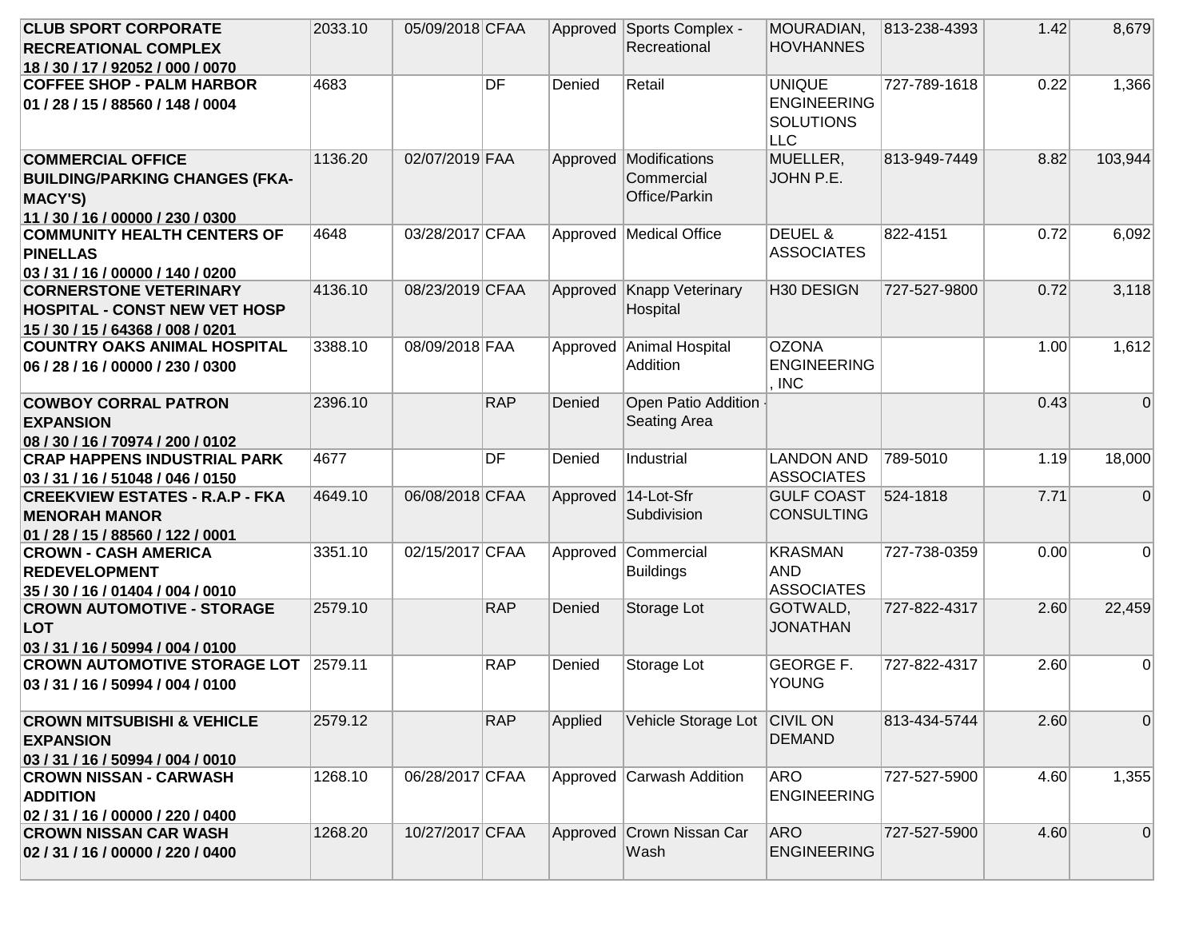| | | | | | | | | | |
|---|---|---|---|---|---|---|---|---|---|
| **CLUB SPORT CORPORATE RECREATIONAL COMPLEX 18 / 30 / 17 / 92052 / 000 / 0070** | 2033.10 | 05/09/2018 | CFAA | Approved | Sports Complex - Recreational | MOURADIAN, HOVHANNES | 813-238-4393 | 1.42 | 8,679 |
| **COFFEE SHOP - PALM HARBOR 01 / 28 / 15 / 88560 / 148 / 0004** | 4683 | | DF | Denied | Retail | UNIQUE ENGINEERING SOLUTIONS LLC | 727-789-1618 | 0.22 | 1,366 |
| **COMMERCIAL OFFICE BUILDING/PARKING CHANGES (FKA-MACY'S) 11 / 30 / 16 / 00000 / 230 / 0300** | 1136.20 | 02/07/2019 | FAA | Approved | Modifications Commercial Office/Parkin | MUELLER, JOHN P.E. | 813-949-7449 | 8.82 | 103,944 |
| **COMMUNITY HEALTH CENTERS OF PINELLAS 03 / 31 / 16 / 00000 / 140 / 0200** | 4648 | 03/28/2017 | CFAA | Approved | Medical Office | DEUEL & ASSOCIATES | 822-4151 | 0.72 | 6,092 |
| **CORNERSTONE VETERINARY HOSPITAL - CONST NEW VET HOSP 15 / 30 / 15 / 64368 / 008 / 0201** | 4136.10 | 08/23/2019 | CFAA | Approved | Knapp Veterinary Hospital | H30 DESIGN | 727-527-9800 | 0.72 | 3,118 |
| **COUNTRY OAKS ANIMAL HOSPITAL 06 / 28 / 16 / 00000 / 230 / 0300** | 3388.10 | 08/09/2018 | FAA | Approved | Animal Hospital Addition | OZONA ENGINEERING , INC | | 1.00 | 1,612 |
| **COWBOY CORRAL PATRON EXPANSION 08 / 30 / 16 / 70974 / 200 / 0102** | 2396.10 | | RAP | Denied | Open Patio Addition - Seating Area | | | 0.43 | 0 |
| **CRAP HAPPENS INDUSTRIAL PARK 03 / 31 / 16 / 51048 / 046 / 0150** | 4677 | | DF | Denied | Industrial | LANDON AND ASSOCIATES | 789-5010 | 1.19 | 18,000 |
| **CREEKVIEW ESTATES - R.A.P - FKA MENORAH MANOR 01 / 28 / 15 / 88560 / 122 / 0001** | 4649.10 | 06/08/2018 | CFAA | Approved | 14-Lot-Sfr Subdivision | GULF COAST CONSULTING | 524-1818 | 7.71 | 0 |
| **CROWN - CASH AMERICA REDEVELOPMENT 35 / 30 / 16 / 01404 / 004 / 0010** | 3351.10 | 02/15/2017 | CFAA | Approved | Commercial Buildings | KRASMAN AND ASSOCIATES | 727-738-0359 | 0.00 | 0 |
| **CROWN AUTOMOTIVE - STORAGE LOT 03 / 31 / 16 / 50994 / 004 / 0100** | 2579.10 | | RAP | Denied | Storage Lot | GOTWALD, JONATHAN | 727-822-4317 | 2.60 | 22,459 |
| **CROWN AUTOMOTIVE STORAGE LOT 03 / 31 / 16 / 50994 / 004 / 0100** | 2579.11 | | RAP | Denied | Storage Lot | GEORGE F. YOUNG | 727-822-4317 | 2.60 | 0 |
| **CROWN MITSUBISHI & VEHICLE EXPANSION 03 / 31 / 16 / 50994 / 004 / 0010** | 2579.12 | | RAP | Applied | Vehicle Storage Lot | CIVIL ON DEMAND | 813-434-5744 | 2.60 | 0 |
| **CROWN NISSAN - CARWASH ADDITION 02 / 31 / 16 / 00000 / 220 / 0400** | 1268.10 | 06/28/2017 | CFAA | Approved | Carwash Addition | ARO ENGINEERING | 727-527-5900 | 4.60 | 1,355 |
| **CROWN NISSAN CAR WASH 02 / 31 / 16 / 00000 / 220 / 0400** | 1268.20 | 10/27/2017 | CFAA | Approved | Crown Nissan Car Wash | ARO ENGINEERING | 727-527-5900 | 4.60 | 0 |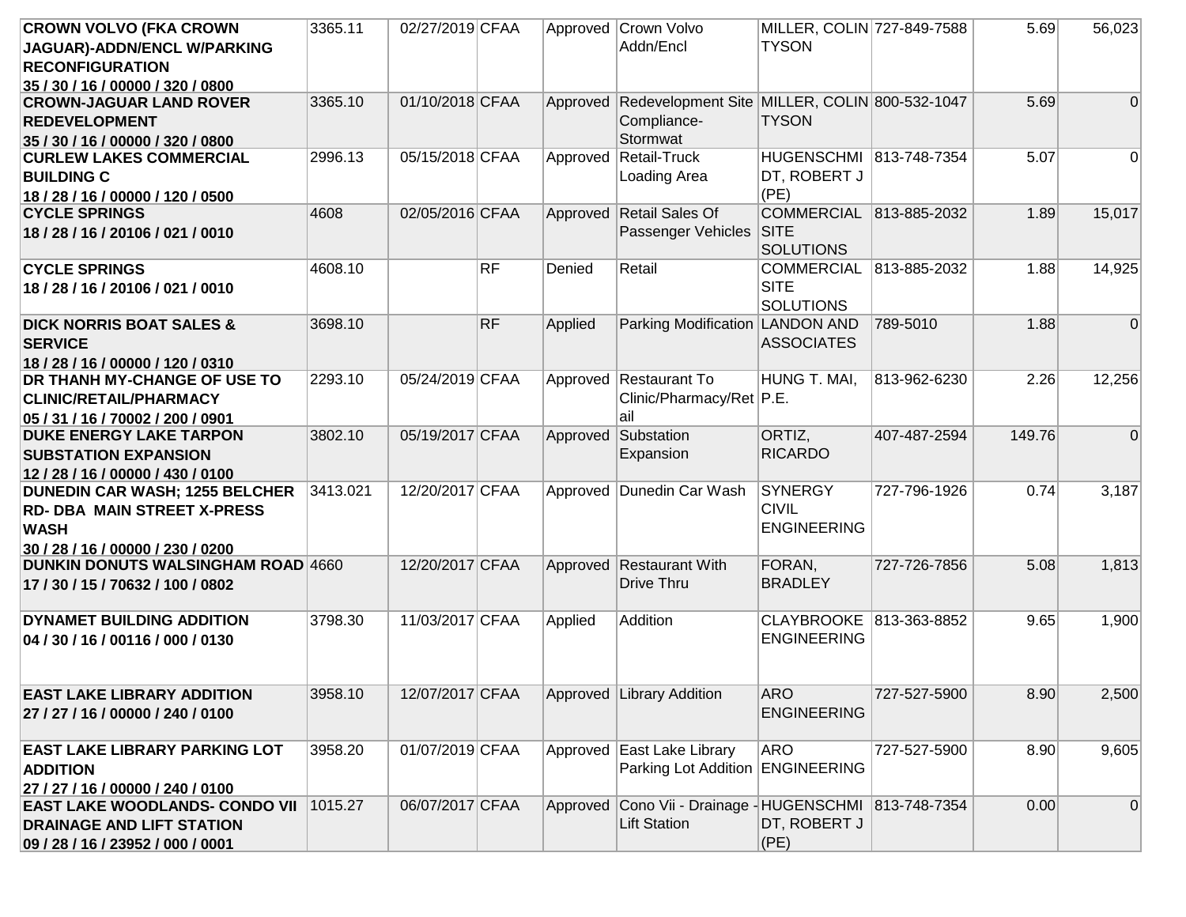| | | | | | | | | | |
|---|---|---|---|---|---|---|---|---|---|
| **CROWN VOLVO (FKA CROWN JAGUAR)-ADDN/ENCL W/PARKING RECONFIGURATION**<br>**35 / 30 / 16 / 00000 / 320 / 0800** | 3365.11 | 02/27/2019 | CFAA | Approved | Crown Volvo Addn/Encl | MILLER, COLIN TYSON | 727-849-7588 | 5.69 | 56,023 |
| **CROWN-JAGUAR LAND ROVER REDEVELOPMENT**<br>**35 / 30 / 16 / 00000 / 320 / 0800** | 3365.10 | 01/10/2018 | CFAA | Approved | Redevelopment Site Compliance-Stormwat | MILLER, COLIN TYSON | 800-532-1047 | 5.69 | 0 |
| **CURLEW LAKES COMMERCIAL BUILDING C**<br>**18 / 28 / 16 / 00000 / 120 / 0500** | 2996.13 | 05/15/2018 | CFAA | Approved | Retail-Truck Loading Area | HUGENSCHMIDT, ROBERT J (PE) | 813-748-7354 | 5.07 | 0 |
| **CYCLE SPRINGS**<br>**18 / 28 / 16 / 20106 / 021 / 0010** | 4608 | 02/05/2016 | CFAA | Approved | Retail Sales Of Passenger Vehicles | COMMERCIAL SITE SOLUTIONS | 813-885-2032 | 1.89 | 15,017 |
| **CYCLE SPRINGS**<br>**18 / 28 / 16 / 20106 / 021 / 0010** | 4608.10 | | RF | Denied | Retail | COMMERCIAL SITE SOLUTIONS | 813-885-2032 | 1.88 | 14,925 |
| **DICK NORRIS BOAT SALES & SERVICE**<br>**18 / 28 / 16 / 00000 / 120 / 0310** | 3698.10 | | RF | Applied | Parking Modification | LANDON AND ASSOCIATES | 789-5010 | 1.88 | 0 |
| **DR THANH MY-CHANGE OF USE TO CLINIC/RETAIL/PHARMACY**<br>**05 / 31 / 16 / 70002 / 200 / 0901** | 2293.10 | 05/24/2019 | CFAA | Approved | Restaurant To Clinic/Pharmacy/Retail | HUNG T. MAI, P.E. | 813-962-6230 | 2.26 | 12,256 |
| **DUKE ENERGY LAKE TARPON SUBSTATION EXPANSION**<br>**12 / 28 / 16 / 00000 / 430 / 0100** | 3802.10 | 05/19/2017 | CFAA | Approved | Substation Expansion | ORTIZ, RICARDO | 407-487-2594 | 149.76 | 0 |
| **DUNEDIN CAR WASH; 1255 BELCHER RD- DBA MAIN STREET X-PRESS WASH**<br>**30 / 28 / 16 / 00000 / 230 / 0200** | 3413.021 | 12/20/2017 | CFAA | Approved | Dunedin Car Wash | SYNERGY CIVIL ENGINEERING | 727-796-1926 | 0.74 | 3,187 |
| **DUNKIN DONUTS WALSINGHAM ROAD**<br>**17 / 30 / 15 / 70632 / 100 / 0802** | 4660 | 12/20/2017 | CFAA | Approved | Restaurant With Drive Thru | FORAN, BRADLEY | 727-726-7856 | 5.08 | 1,813 |
| **DYNAMET BUILDING ADDITION**<br>**04 / 30 / 16 / 00116 / 000 / 0130** | 3798.30 | 11/03/2017 | CFAA | Applied | Addition | CLAYBROOKE ENGINEERING | 813-363-8852 | 9.65 | 1,900 |
| **EAST LAKE LIBRARY ADDITION**<br>**27 / 27 / 16 / 00000 / 240 / 0100** | 3958.10 | 12/07/2017 | CFAA | Approved | Library Addition | ARO ENGINEERING | 727-527-5900 | 8.90 | 2,500 |
| **EAST LAKE LIBRARY PARKING LOT ADDITION**<br>**27 / 27 / 16 / 00000 / 240 / 0100** | 3958.20 | 01/07/2019 | CFAA | Approved | East Lake Library Parking Lot Addition | ARO ENGINEERING | 727-527-5900 | 8.90 | 9,605 |
| **EAST LAKE WOODLANDS- CONDO VII DRAINAGE AND LIFT STATION**<br>**09 / 28 / 16 / 23952 / 000 / 0001** | 1015.27 | 06/07/2017 | CFAA | Approved | Cono Vii - Drainage - Lift Station | HUGENSCHMIDT, ROBERT J (PE) | 813-748-7354 | 0.00 | 0 |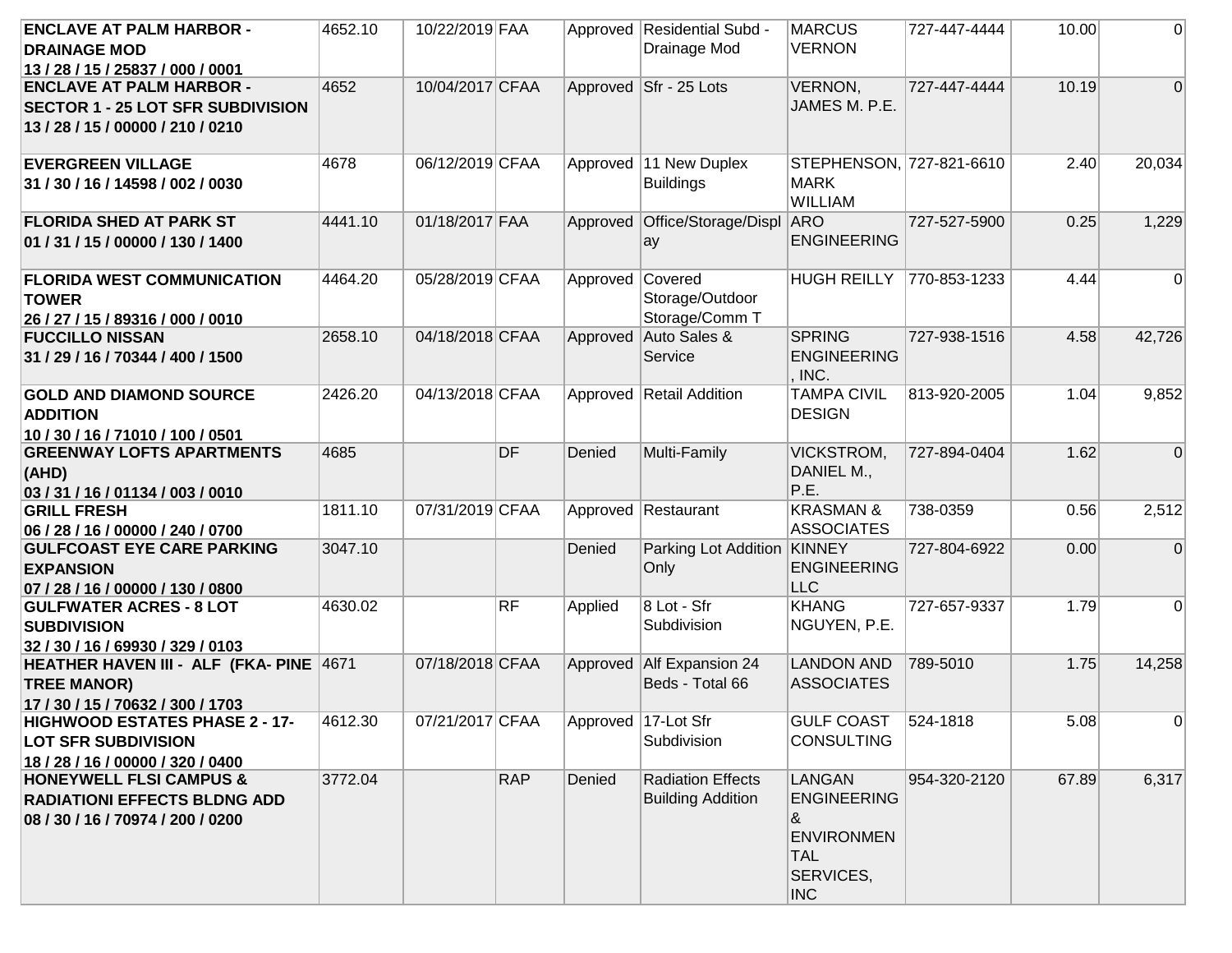| | | | | | | | | | |
|---|---|---|---|---|---|---|---|---|---|
| **ENCLAVE AT PALM HARBOR - DRAINAGE MOD**<br>**13 / 28 / 15 / 25837 / 000 / 0001** | 4652.10 | 10/22/2019 | FAA | Approved | Residential Subd - Drainage Mod | MARCUS VERNON | 727-447-4444 | 10.00 | 0 |
| **ENCLAVE AT PALM HARBOR - SECTOR 1 - 25 LOT SFR SUBDIVISION**<br>**13 / 28 / 15 / 00000 / 210 / 0210** | 4652 | 10/04/2017 | CFAA | Approved | Sfr - 25 Lots | VERNON, JAMES M. P.E. | 727-447-4444 | 10.19 | 0 |
| **EVERGREEN VILLAGE**<br>**31 / 30 / 16 / 14598 / 002 / 0030** | 4678 | 06/12/2019 | CFAA | Approved | 11 New Duplex Buildings | STEPHENSON, MARK WILLIAM | 727-821-6610 | 2.40 | 20,034 |
| **FLORIDA SHED AT PARK ST**<br>**01 / 31 / 15 / 00000 / 130 / 1400** | 4441.10 | 01/18/2017 | FAA | Approved | Office/Storage/Display | ARO ENGINEERING | 727-527-5900 | 0.25 | 1,229 |
| **FLORIDA WEST COMMUNICATION TOWER**<br>**26 / 27 / 15 / 89316 / 000 / 0010** | 4464.20 | 05/28/2019 | CFAA | Approved | Covered Storage/Outdoor Storage/Comm T | HUGH REILLY | 770-853-1233 | 4.44 | 0 |
| **FUCCILLO NISSAN**<br>**31 / 29 / 16 / 70344 / 400 / 1500** | 2658.10 | 04/18/2018 | CFAA | Approved | Auto Sales & Service | SPRING ENGINEERING, INC. | 727-938-1516 | 4.58 | 42,726 |
| **GOLD AND DIAMOND SOURCE ADDITION**<br>**10 / 30 / 16 / 71010 / 100 / 0501** | 2426.20 | 04/13/2018 | CFAA | Approved | Retail Addition | TAMPA CIVIL DESIGN | 813-920-2005 | 1.04 | 9,852 |
| **GREENWAY LOFTS APARTMENTS (AHD)**<br>**03 / 31 / 16 / 01134 / 003 / 0010** | 4685 | | DF | Denied | Multi-Family | VICKSTROM, DANIEL M., P.E. | 727-894-0404 | 1.62 | 0 |
| **GRILL FRESH**<br>**06 / 28 / 16 / 00000 / 240 / 0700** | 1811.10 | 07/31/2019 | CFAA | Approved | Restaurant | KRASMAN & ASSOCIATES | 738-0359 | 0.56 | 2,512 |
| **GULFCOAST EYE CARE PARKING EXPANSION**<br>**07 / 28 / 16 / 00000 / 130 / 0800** | 3047.10 | | | Denied | Parking Lot Addition Only | KINNEY ENGINEERING LLC | 727-804-6922 | 0.00 | 0 |
| **GULFWATER ACRES - 8 LOT SUBDIVISION**<br>**32 / 30 / 16 / 69930 / 329 / 0103** | 4630.02 | | RF | Applied | 8 Lot - Sfr Subdivision | KHANG NGUYEN, P.E. | 727-657-9337 | 1.79 | 0 |
| **HEATHER HAVEN III - ALF (FKA- PINE TREE MANOR)**<br>**17 / 30 / 15 / 70632 / 300 / 1703** | 4671 | 07/18/2018 | CFAA | Approved | Alf Expansion 24 Beds - Total 66 | LANDON AND ASSOCIATES | 789-5010 | 1.75 | 14,258 |
| **HIGHWOOD ESTATES PHASE 2 - 17-LOT SFR SUBDIVISION**<br>**18 / 28 / 16 / 00000 / 320 / 0400** | 4612.30 | 07/21/2017 | CFAA | Approved | 17-Lot Sfr Subdivision | GULF COAST CONSULTING | 524-1818 | 5.08 | 0 |
| **HONEYWELL FLSI CAMPUS & RADIATIONI EFFECTS BLDNG ADD**<br>**08 / 30 / 16 / 70974 / 200 / 0200** | 3772.04 | | RAP | Denied | Radiation Effects Building Addition | LANGAN ENGINEERING & ENVIRONMENTAL SERVICES, INC | 954-320-2120 | 67.89 | 6,317 |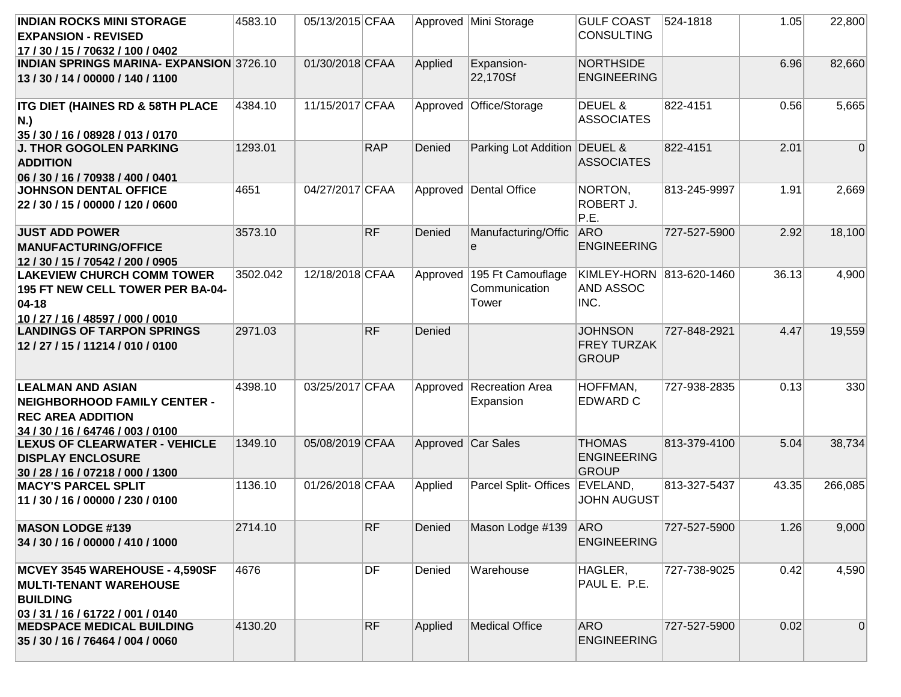| | | | | | | | | | |
|---|---|---|---|---|---|---|---|---|---|
| **INDIAN ROCKS MINI STORAGE EXPANSION - REVISED 17 / 30 / 15 / 70632 / 100 / 0402** | 4583.10 | 05/13/2015 | CFAA | Approved | Mini Storage | GULF COAST CONSULTING | 524-1818 | 1.05 | 22,800 |
| **INDIAN SPRINGS MARINA- EXPANSION 13 / 30 / 14 / 00000 / 140 / 1100** | 3726.10 | 01/30/2018 | CFAA | Applied | Expansion-22,170Sf | NORTHSIDE ENGINEERING | | 6.96 | 82,660 |
| **ITG DIET (HAINES RD & 58TH PLACE N.) 35 / 30 / 16 / 08928 / 013 / 0170** | 4384.10 | 11/15/2017 | CFAA | Approved | Office/Storage | DEUEL & ASSOCIATES | 822-4151 | 0.56 | 5,665 |
| **J. THOR GOGOLEN PARKING ADDITION 06 / 30 / 16 / 70938 / 400 / 0401** | 1293.01 | | RAP | Denied | Parking Lot Addition | DEUEL & ASSOCIATES | 822-4151 | 2.01 | 0 |
| **JOHNSON DENTAL OFFICE 22 / 30 / 15 / 00000 / 120 / 0600** | 4651 | 04/27/2017 | CFAA | Approved | Dental Office | NORTON, ROBERT J. P.E. | 813-245-9997 | 1.91 | 2,669 |
| **JUST ADD POWER MANUFACTURING/OFFICE 12 / 30 / 15 / 70542 / 200 / 0905** | 3573.10 | | RF | Denied | Manufacturing/Office | ARO ENGINEERING | 727-527-5900 | 2.92 | 18,100 |
| **LAKEVIEW CHURCH COMM TOWER 195 FT NEW CELL TOWER PER BA-04-04-18 10 / 27 / 16 / 48597 / 000 / 0010** | 3502.042 | 12/18/2018 | CFAA | Approved | 195 Ft Camouflage Communication Tower | KIMLEY-HORN AND ASSOC INC. | 813-620-1460 | 36.13 | 4,900 |
| **LANDINGS OF TARPON SPRINGS 12 / 27 / 15 / 11214 / 010 / 0100** | 2971.03 | | RF | Denied | | JOHNSON FREY TURZAK GROUP | 727-848-2921 | 4.47 | 19,559 |
| **LEALMAN AND ASIAN NEIGHBORHOOD FAMILY CENTER - REC AREA ADDITION 34 / 30 / 16 / 64746 / 003 / 0100** | 4398.10 | 03/25/2017 | CFAA | Approved | Recreation Area Expansion | HOFFMAN, EDWARD C | 727-938-2835 | 0.13 | 330 |
| **LEXUS OF CLEARWATER - VEHICLE DISPLAY ENCLOSURE 30 / 28 / 16 / 07218 / 000 / 1300** | 1349.10 | 05/08/2019 | CFAA | Approved | Car Sales | THOMAS ENGINEERING GROUP | 813-379-4100 | 5.04 | 38,734 |
| **MACY'S PARCEL SPLIT 11 / 30 / 16 / 00000 / 230 / 0100** | 1136.10 | 01/26/2018 | CFAA | Applied | Parcel Split- Offices | EVELAND, JOHN AUGUST | 813-327-5437 | 43.35 | 266,085 |
| **MASON LODGE #139 34 / 30 / 16 / 00000 / 410 / 1000** | 2714.10 | | RF | Denied | Mason Lodge #139 | ARO ENGINEERING | 727-527-5900 | 1.26 | 9,000 |
| **MCVEY 3545 WAREHOUSE - 4,590SF MULTI-TENANT WAREHOUSE BUILDING 03 / 31 / 16 / 61722 / 001 / 0140** | 4676 | | DF | Denied | Warehouse | HAGLER, PAUL E. P.E. | 727-738-9025 | 0.42 | 4,590 |
| **MEDSPACE MEDICAL BUILDING 35 / 30 / 16 / 76464 / 004 / 0060** | 4130.20 | | RF | Applied | Medical Office | ARO ENGINEERING | 727-527-5900 | 0.02 | 0 |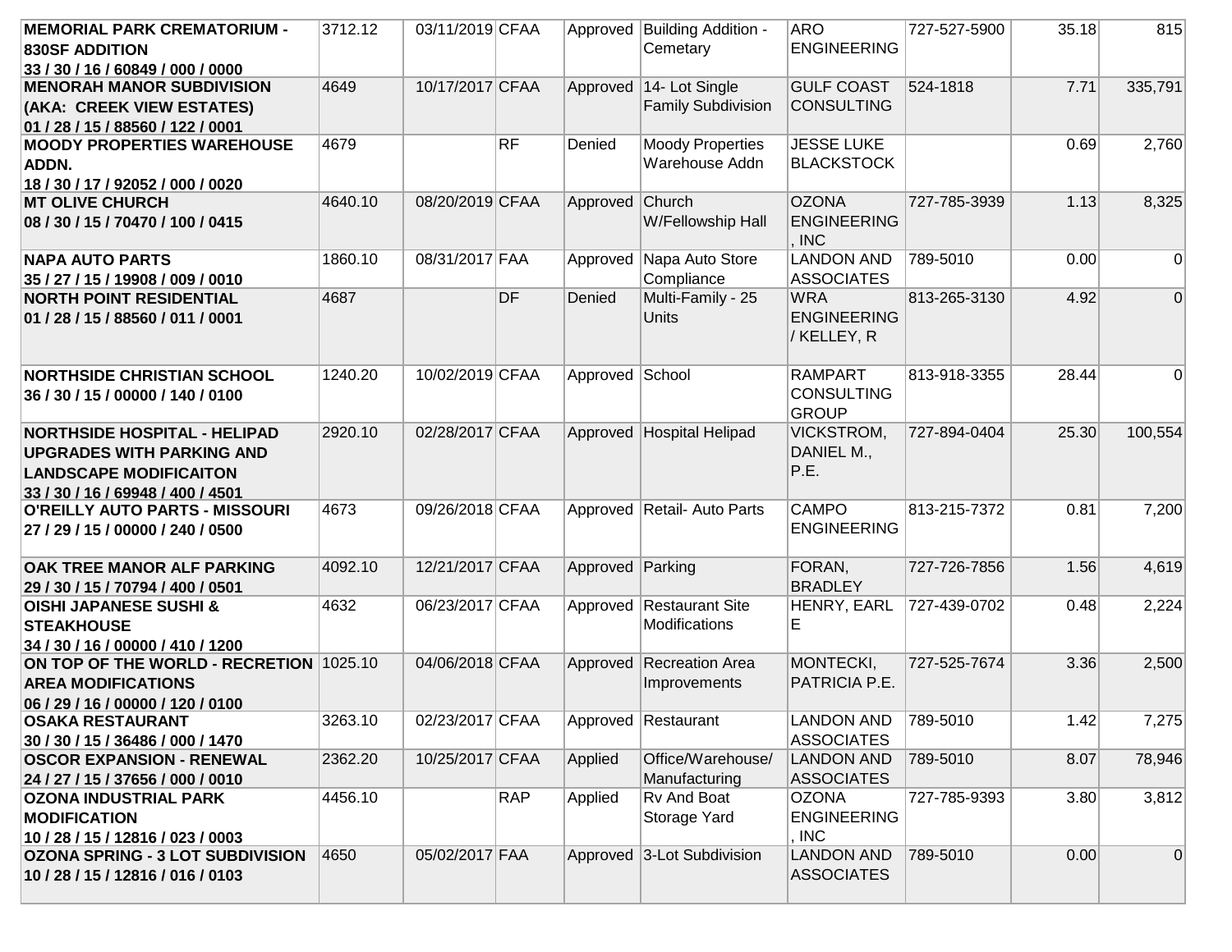| | | | | | | | | | |
|---|---|---|---|---|---|---|---|---|---|
| **MEMORIAL PARK CREMATORIUM - 830SF ADDITION 33 / 30 / 16 / 60849 / 000 / 0000** | 3712.12 | 03/11/2019 | CFAA | Approved | Building Addition - Cemetary | ARO ENGINEERING | 727-527-5900 | 35.18 | 815 |
| **MENORAH MANOR SUBDIVISION (AKA: CREEK VIEW ESTATES) 01 / 28 / 15 / 88560 / 122 / 0001** | 4649 | 10/17/2017 | CFAA | Approved | 14- Lot Single Family Subdivision | GULF COAST CONSULTING | 524-1818 | 7.71 | 335,791 |
| **MOODY PROPERTIES WAREHOUSE ADDN. 18 / 30 / 17 / 92052 / 000 / 0020** | 4679 | | RF | Denied | Moody Properties Warehouse Addn | JESSE LUKE BLACKSTOCK | | 0.69 | 2,760 |
| **MT OLIVE CHURCH 08 / 30 / 15 / 70470 / 100 / 0415** | 4640.10 | 08/20/2019 | CFAA | Approved | Church W/Fellowship Hall | OZONA ENGINEERING , INC | 727-785-3939 | 1.13 | 8,325 |
| **NAPA AUTO PARTS 35 / 27 / 15 / 19908 / 009 / 0010** | 1860.10 | 08/31/2017 | FAA | Approved | Napa Auto Store Compliance | LANDON AND ASSOCIATES | 789-5010 | 0.00 | 0 |
| **NORTH POINT RESIDENTIAL 01 / 28 / 15 / 88560 / 011 / 0001** | 4687 | | DF | Denied | Multi-Family - 25 Units | WRA ENGINEERING / KELLEY, R | 813-265-3130 | 4.92 | 0 |
| **NORTHSIDE CHRISTIAN SCHOOL 36 / 30 / 15 / 00000 / 140 / 0100** | 1240.20 | 10/02/2019 | CFAA | Approved | School | RAMPART CONSULTING GROUP | 813-918-3355 | 28.44 | 0 |
| **NORTHSIDE HOSPITAL - HELIPAD UPGRADES WITH PARKING AND LANDSCAPE MODIFICAITON 33 / 30 / 16 / 69948 / 400 / 4501** | 2920.10 | 02/28/2017 | CFAA | Approved | Hospital Helipad | VICKSTROM, DANIEL M., P.E. | 727-894-0404 | 25.30 | 100,554 |
| **O'REILLY AUTO PARTS - MISSOURI 27 / 29 / 15 / 00000 / 240 / 0500** | 4673 | 09/26/2018 | CFAA | Approved | Retail- Auto Parts | CAMPO ENGINEERING | 813-215-7372 | 0.81 | 7,200 |
| **OAK TREE MANOR ALF PARKING 29 / 30 / 15 / 70794 / 400 / 0501** | 4092.10 | 12/21/2017 | CFAA | Approved | Parking | FORAN, BRADLEY | 727-726-7856 | 1.56 | 4,619 |
| **OISHI JAPANESE SUSHI & STEAKHOUSE 34 / 30 / 16 / 00000 / 410 / 1200** | 4632 | 06/23/2017 | CFAA | Approved | Restaurant Site Modifications | HENRY, EARL E | 727-439-0702 | 0.48 | 2,224 |
| **ON TOP OF THE WORLD - RECRETION AREA MODIFICATIONS 06 / 29 / 16 / 00000 / 120 / 0100** | 1025.10 | 04/06/2018 | CFAA | Approved | Recreation Area Improvements | MONTECKI, PATRICIA P.E. | 727-525-7674 | 3.36 | 2,500 |
| **OSAKA RESTAURANT 30 / 30 / 15 / 36486 / 000 / 1470** | 3263.10 | 02/23/2017 | CFAA | Approved | Restaurant | LANDON AND ASSOCIATES | 789-5010 | 1.42 | 7,275 |
| **OSCOR EXPANSION - RENEWAL 24 / 27 / 15 / 37656 / 000 / 0010** | 2362.20 | 10/25/2017 | CFAA | Applied | Office/Warehouse/ Manufacturing | LANDON AND ASSOCIATES | 789-5010 | 8.07 | 78,946 |
| **OZONA INDUSTRIAL PARK MODIFICATION 10 / 28 / 15 / 12816 / 023 / 0003** | 4456.10 | | RAP | Applied | Rv And Boat Storage Yard | OZONA ENGINEERING , INC | 727-785-9393 | 3.80 | 3,812 |
| **OZONA SPRING - 3 LOT SUBDIVISION 10 / 28 / 15 / 12816 / 016 / 0103** | 4650 | 05/02/2017 | FAA | Approved | 3-Lot Subdivision | LANDON AND ASSOCIATES | 789-5010 | 0.00 | 0 |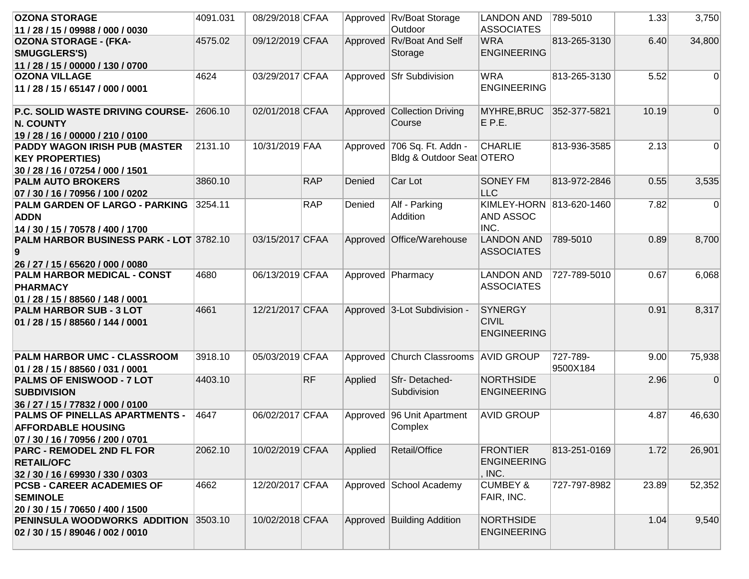| | | | | | | | | | |
|---|---|---|---|---|---|---|---|---|---|
| **OZONA STORAGE**<br>**11 / 28 / 15 / 09988 / 000 / 0030** | 4091.031 | 08/29/2018 | CFAA | Approved | Rv/Boat Storage Outdoor | LANDON AND ASSOCIATES | 789-5010 | 1.33 | 3,750 |
| **OZONA STORAGE - (FKA-SMUGGLERS'S)**<br>**11 / 28 / 15 / 00000 / 130 / 0700** | 4575.02 | 09/12/2019 | CFAA | Approved | Rv/Boat And Self Storage | WRA ENGINEERING | 813-265-3130 | 6.40 | 34,800 |
| **OZONA VILLAGE**<br>**11 / 28 / 15 / 65147 / 000 / 0001** | 4624 | 03/29/2017 | CFAA | Approved | Sfr Subdivision | WRA ENGINEERING | 813-265-3130 | 5.52 | 0 |
| **P.C. SOLID WASTE DRIVING COURSE-N. COUNTY**<br>**19 / 28 / 16 / 00000 / 210 / 0100** | 2606.10 | 02/01/2018 | CFAA | Approved | Collection Driving Course | MYHRE,BRUCE P.E. | 352-377-5821 | 10.19 | 0 |
| **PADDY WAGON IRISH PUB (MASTER KEY PROPERTIES)**<br>**30 / 28 / 16 / 07254 / 000 / 1501** | 2131.10 | 10/31/2019 | FAA | Approved | 706 Sq. Ft. Addn - Bldg & Outdoor Seat | CHARLIE OTERO | 813-936-3585 | 2.13 | 0 |
| **PALM AUTO BROKERS**<br>**07 / 30 / 16 / 70956 / 100 / 0202** | 3860.10 | | RAP | Denied | Car Lot | SONEY FM LLC | 813-972-2846 | 0.55 | 3,535 |
| **PALM GARDEN OF LARGO - PARKING ADDN**<br>**14 / 30 / 15 / 70578 / 400 / 1700** | 3254.11 | | RAP | Denied | Alf - Parking Addition | KIMLEY-HORN AND ASSOC INC. | 813-620-1460 | 7.82 | 0 |
| **PALM HARBOR BUSINESS PARK - LOT 9**<br>**26 / 27 / 15 / 65620 / 000 / 0080** | 3782.10 | 03/15/2017 | CFAA | Approved | Office/Warehouse | LANDON AND ASSOCIATES | 789-5010 | 0.89 | 8,700 |
| **PALM HARBOR MEDICAL - CONST PHARMACY**<br>**01 / 28 / 15 / 88560 / 148 / 0001** | 4680 | 06/13/2019 | CFAA | Approved | Pharmacy | LANDON AND ASSOCIATES | 727-789-5010 | 0.67 | 6,068 |
| **PALM HARBOR SUB - 3 LOT**<br>**01 / 28 / 15 / 88560 / 144 / 0001** | 4661 | 12/21/2017 | CFAA | Approved | 3-Lot Subdivision - | SYNERGY CIVIL ENGINEERING | | 0.91 | 8,317 |
| **PALM HARBOR UMC - CLASSROOM**<br>**01 / 28 / 15 / 88560 / 031 / 0001** | 3918.10 | 05/03/2019 | CFAA | Approved | Church Classrooms | AVID GROUP | 727-789-9500X184 | 9.00 | 75,938 |
| **PALMS OF ENISWOOD - 7 LOT SUBDIVISION**<br>**36 / 27 / 15 / 77832 / 000 / 0100** | 4403.10 | | RF | Applied | Sfr- Detached-Subdivision | NORTHSIDE ENGINEERING | | 2.96 | 0 |
| **PALMS OF PINELLAS APARTMENTS - AFFORDABLE HOUSING**<br>**07 / 30 / 16 / 70956 / 200 / 0701** | 4647 | 06/02/2017 | CFAA | Approved | 96 Unit Apartment Complex | AVID GROUP | | 4.87 | 46,630 |
| **PARC - REMODEL 2ND FL FOR RETAIL/OFC**<br>**32 / 30 / 16 / 69930 / 330 / 0303** | 2062.10 | 10/02/2019 | CFAA | Applied | Retail/Office | FRONTIER ENGINEERING, INC. | 813-251-0169 | 1.72 | 26,901 |
| **PCSB - CAREER ACADEMIES OF SEMINOLE**<br>**20 / 30 / 15 / 70650 / 400 / 1500** | 4662 | 12/20/2017 | CFAA | Approved | School Academy | CUMBEY & FAIR, INC. | 727-797-8982 | 23.89 | 52,352 |
| **PENINSULA WOODWORKS ADDITION**<br>**02 / 30 / 15 / 89046 / 002 / 0010** | 3503.10 | 10/02/2018 | CFAA | Approved | Building Addition | NORTHSIDE ENGINEERING | | 1.04 | 9,540 |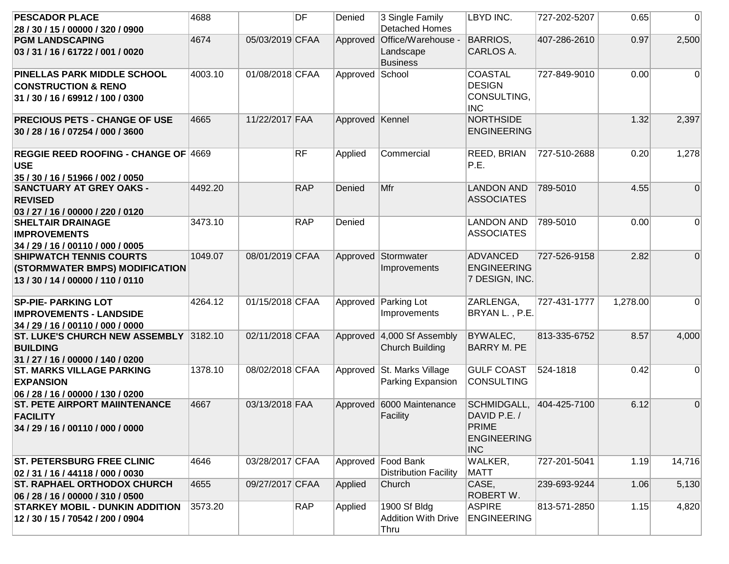| | | | | | | | | | |
|---|---|---|---|---|---|---|---|---|---|
| **PESCADOR PLACE**<br>**28 / 30 / 15 / 00000 / 320 / 0900** | 4688 | | DF | Denied | 3 Single Family Detached Homes | LBYD INC. | 727-202-5207 | 0.65 | 0 |
| **PGM LANDSCAPING**<br>**03 / 31 / 16 / 61722 / 001 / 0020** | 4674 | 05/03/2019 | CFAA | Approved | Office/Warehouse - Landscape Business | BARRIOS, CARLOS A. | 407-286-2610 | 0.97 | 2,500 |
| **PINELLAS PARK MIDDLE SCHOOL CONSTRUCTION & RENO**<br>**31 / 30 / 16 / 69912 / 100 / 0300** | 4003.10 | 01/08/2018 | CFAA | Approved | School | COASTAL DESIGN CONSULTING, INC | 727-849-9010 | 0.00 | 0 |
| **PRECIOUS PETS - CHANGE OF USE**<br>**30 / 28 / 16 / 07254 / 000 / 3600** | 4665 | 11/22/2017 | FAA | Approved | Kennel | NORTHSIDE ENGINEERING | | 1.32 | 2,397 |
| **REGGIE REED ROOFING - CHANGE OF USE**<br>**35 / 30 / 16 / 51966 / 002 / 0050** | 4669 | | RF | Applied | Commercial | REED, BRIAN P.E. | 727-510-2688 | 0.20 | 1,278 |
| **SANCTUARY AT GREY OAKS - REVISED**<br>**03 / 27 / 16 / 00000 / 220 / 0120** | 4492.20 | | RAP | Denied | Mfr | LANDON AND ASSOCIATES | 789-5010 | 4.55 | 0 |
| **SHELTAIR DRAINAGE IMPROVEMENTS**<br>**34 / 29 / 16 / 00110 / 000 / 0005** | 3473.10 | | RAP | Denied | | LANDON AND ASSOCIATES | 789-5010 | 0.00 | 0 |
| **SHIPWATCH TENNIS COURTS (STORMWATER BMPS) MODIFICATION**<br>**13 / 30 / 14 / 00000 / 110 / 0110** | 1049.07 | 08/01/2019 | CFAA | Approved | Stormwater Improvements | ADVANCED ENGINEERING 7 DESIGN, INC. | 727-526-9158 | 2.82 | 0 |
| **SP-PIE- PARKING LOT IMPROVEMENTS - LANDSIDE**<br>**34 / 29 / 16 / 00110 / 000 / 0000** | 4264.12 | 01/15/2018 | CFAA | Approved | Parking Lot Improvements | ZARLENGA, BRYAN L. , P.E. | 727-431-1777 | 1,278.00 | 0 |
| **ST. LUKE'S CHURCH NEW ASSEMBLY BUILDING**<br>**31 / 27 / 16 / 00000 / 140 / 0200** | 3182.10 | 02/11/2018 | CFAA | Approved | 4,000 Sf Assembly Church Building | BYWALEC, BARRY M. PE | 813-335-6752 | 8.57 | 4,000 |
| **ST. MARKS VILLAGE PARKING EXPANSION**<br>**06 / 28 / 16 / 00000 / 130 / 0200** | 1378.10 | 08/02/2018 | CFAA | Approved | St. Marks Village Parking Expansion | GULF COAST CONSULTING | 524-1818 | 0.42 | 0 |
| **ST. PETE AIRPORT MAIINTENANCE FACILITY**<br>**34 / 29 / 16 / 00110 / 000 / 0000** | 4667 | 03/13/2018 | FAA | Approved | 6000 Maintenance Facility | SCHMIDGALL, DAVID P.E. / PRIME ENGINEERING INC | 404-425-7100 | 6.12 | 0 |
| **ST. PETERSBURG FREE CLINIC**<br>**02 / 31 / 16 / 44118 / 000 / 0030** | 4646 | 03/28/2017 | CFAA | Approved | Food Bank Distribution Facility | WALKER, MATT | 727-201-5041 | 1.19 | 14,716 |
| **ST. RAPHAEL ORTHODOX CHURCH**<br>**06 / 28 / 16 / 00000 / 310 / 0500** | 4655 | 09/27/2017 | CFAA | Applied | Church | CASE, ROBERT W. | 239-693-9244 | 1.06 | 5,130 |
| **STARKEY MOBIL - DUNKIN ADDITION**<br>**12 / 30 / 15 / 70542 / 200 / 0904** | 3573.20 | | RAP | Applied | 1900 Sf Bldg Addition With Drive Thru | ASPIRE ENGINEERING | 813-571-2850 | 1.15 | 4,820 |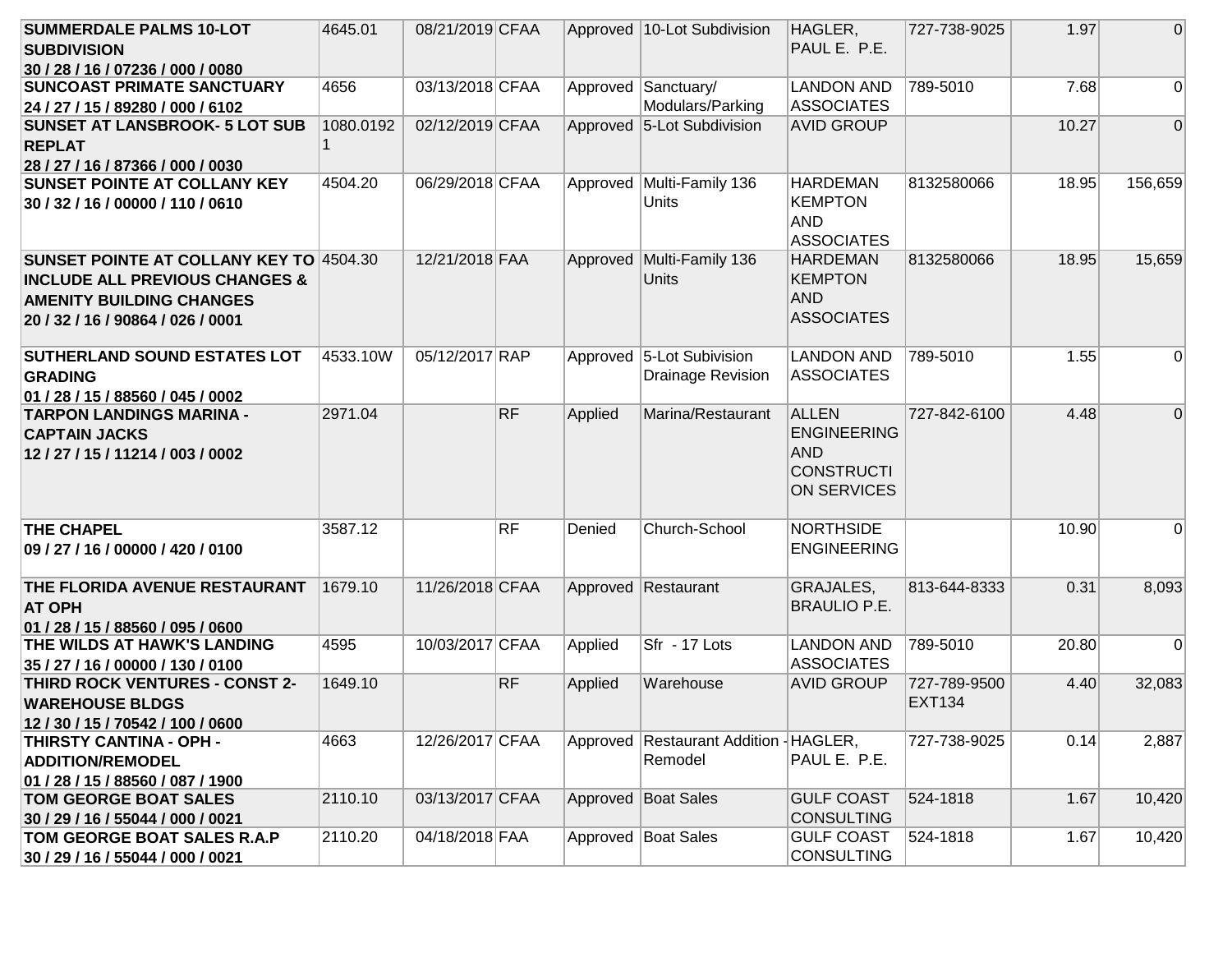| | | | | | | | | | |
|---|---|---|---|---|---|---|---|---|---|
| **SUMMERDALE PALMS 10-LOT SUBDIVISION 30 / 28 / 16 / 07236 / 000 / 0080** | 4645.01 | 08/21/2019 | CFAA | Approved | 10-Lot Subdivision | HAGLER, PAUL E. P.E. | 727-738-9025 | 1.97 | 0 |
| **SUNCOAST PRIMATE SANCTUARY 24 / 27 / 15 / 89280 / 000 / 6102** | 4656 | 03/13/2018 | CFAA | Approved | Sanctuary/ Modulars/Parking | LANDON AND ASSOCIATES | 789-5010 | 7.68 | 0 |
| **SUNSET AT LANSBROOK- 5 LOT SUB REPLAT 28 / 27 / 16 / 87366 / 000 / 0030** | 1080.01921 | 02/12/2019 | CFAA | Approved | 5-Lot Subdivision | AVID GROUP | | 10.27 | 0 |
| **SUNSET POINTE AT COLLANY KEY 30 / 32 / 16 / 00000 / 110 / 0610** | 4504.20 | 06/29/2018 | CFAA | Approved | Multi-Family 136 Units | HARDEMAN KEMPTON AND ASSOCIATES | 8132580066 | 18.95 | 156,659 |
| **SUNSET POINTE AT COLLANY KEY TO INCLUDE ALL PREVIOUS CHANGES & AMENITY BUILDING CHANGES 20 / 32 / 16 / 90864 / 026 / 0001** | 4504.30 | 12/21/2018 | FAA | Approved | Multi-Family 136 Units | HARDEMAN KEMPTON AND ASSOCIATES | 8132580066 | 18.95 | 15,659 |
| **SUTHERLAND SOUND ESTATES LOT GRADING 01 / 28 / 15 / 88560 / 045 / 0002** | 4533.10W | 05/12/2017 | RAP | Approved | 5-Lot Subivision Drainage Revision | LANDON AND ASSOCIATES | 789-5010 | 1.55 | 0 |
| **TARPON LANDINGS MARINA - CAPTAIN JACKS 12 / 27 / 15 / 11214 / 003 / 0002** | 2971.04 | | RF | Applied | Marina/Restaurant | ALLEN ENGINEERING AND CONSTRUCTION SERVICES | 727-842-6100 | 4.48 | 0 |
| **THE CHAPEL 09 / 27 / 16 / 00000 / 420 / 0100** | 3587.12 | | RF | Denied | Church-School | NORTHSIDE ENGINEERING | | 10.90 | 0 |
| **THE FLORIDA AVENUE RESTAURANT AT OPH 01 / 28 / 15 / 88560 / 095 / 0600** | 1679.10 | 11/26/2018 | CFAA | Approved | Restaurant | GRAJALES, BRAULIO P.E. | 813-644-8333 | 0.31 | 8,093 |
| **THE WILDS AT HAWK'S LANDING 35 / 27 / 16 / 00000 / 130 / 0100** | 4595 | 10/03/2017 | CFAA | Applied | Sfr - 17 Lots | LANDON AND ASSOCIATES | 789-5010 | 20.80 | 0 |
| **THIRD ROCK VENTURES - CONST 2-WAREHOUSE BLDGS 12 / 30 / 15 / 70542 / 100 / 0600** | 1649.10 | | RF | Applied | Warehouse | AVID GROUP | 727-789-9500 EXT134 | 4.40 | 32,083 |
| **THIRSTY CANTINA - OPH - ADDITION/REMODEL 01 / 28 / 15 / 88560 / 087 / 1900** | 4663 | 12/26/2017 | CFAA | Approved | Restaurant Addition - Remodel | HAGLER, PAUL E. P.E. | 727-738-9025 | 0.14 | 2,887 |
| **TOM GEORGE BOAT SALES 30 / 29 / 16 / 55044 / 000 / 0021** | 2110.10 | 03/13/2017 | CFAA | Approved | Boat Sales | GULF COAST CONSULTING | 524-1818 | 1.67 | 10,420 |
| **TOM GEORGE BOAT SALES R.A.P 30 / 29 / 16 / 55044 / 000 / 0021** | 2110.20 | 04/18/2018 | FAA | Approved | Boat Sales | GULF COAST CONSULTING | 524-1818 | 1.67 | 10,420 |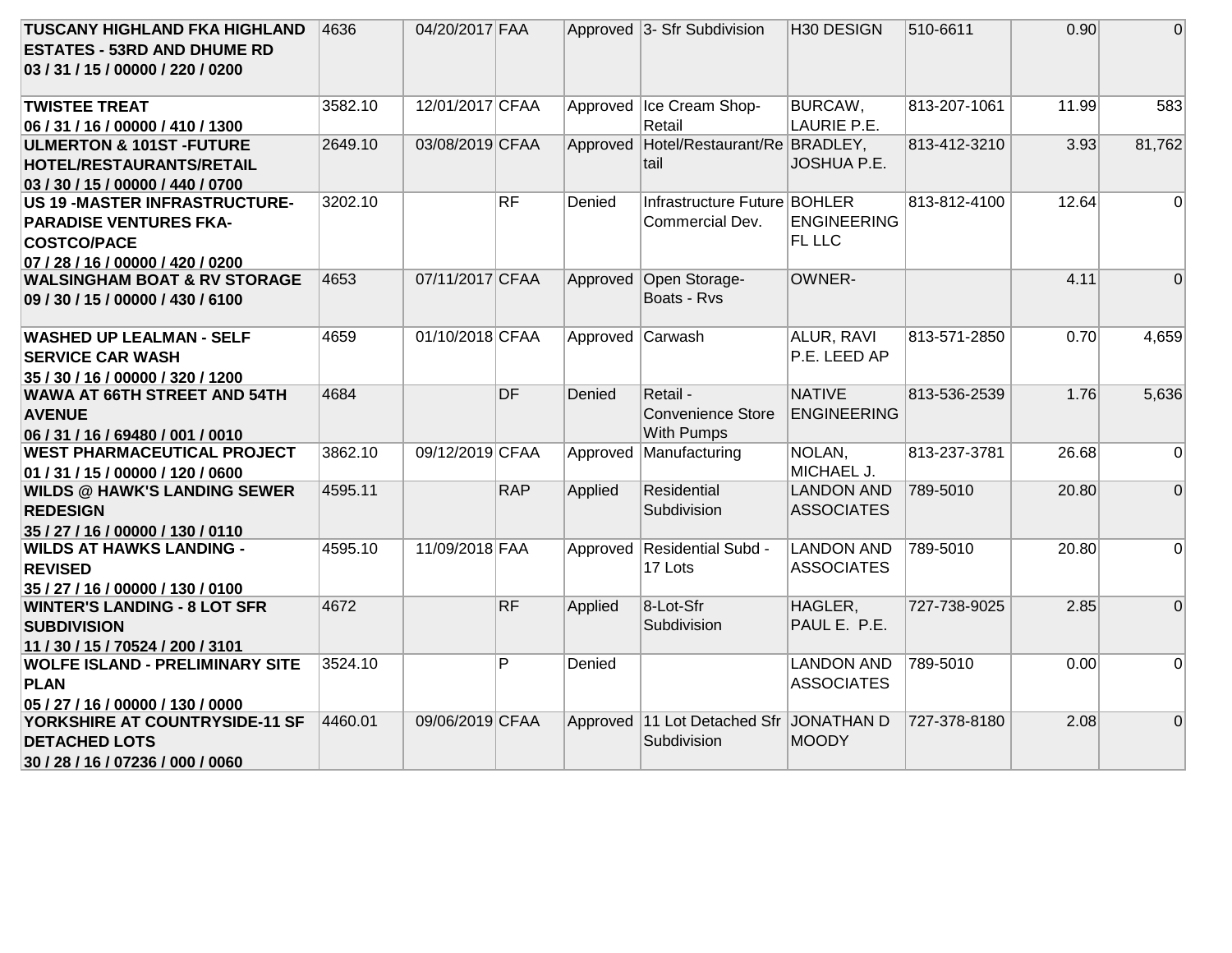| | | | | | | | | | |
|---|---|---|---|---|---|---|---|---|---|
| **TUSCANY HIGHLAND FKA HIGHLAND ESTATES - 53RD AND DHUME RD 03 / 31 / 15 / 00000 / 220 / 0200** | 4636 | 04/20/2017 | FAA | Approved | 3- Sfr Subdivision | H30 DESIGN | 510-6611 | 0.90 | 0 |
| **TWISTEE TREAT 06 / 31 / 16 / 00000 / 410 / 1300** | 3582.10 | 12/01/2017 | CFAA | Approved | Ice Cream Shop-Retail | BURCAW, LAURIE P.E. | 813-207-1061 | 11.99 | 583 |
| **ULMERTON & 101ST -FUTURE HOTEL/RESTAURANTS/RETAIL 03 / 30 / 15 / 00000 / 440 / 0700** | 2649.10 | 03/08/2019 | CFAA | Approved | Hotel/Restaurant/Retail | BRADLEY, JOSHUA P.E. | 813-412-3210 | 3.93 | 81,762 |
| **US 19 -MASTER INFRASTRUCTURE-PARADISE VENTURES FKA-COSTCO/PACE 07 / 28 / 16 / 00000 / 420 / 0200** | 3202.10 | | RF | Denied | Infrastructure Future Commercial Dev. | BOHLER ENGINEERING FL LLC | 813-812-4100 | 12.64 | 0 |
| **WALSINGHAM BOAT & RV STORAGE 09 / 30 / 15 / 00000 / 430 / 6100** | 4653 | 07/11/2017 | CFAA | Approved | Open Storage-Boats - Rvs | OWNER- | | 4.11 | 0 |
| **WASHED UP LEALMAN - SELF SERVICE CAR WASH 35 / 30 / 16 / 00000 / 320 / 1200** | 4659 | 01/10/2018 | CFAA | Approved | Carwash | ALUR, RAVI P.E. LEED AP | 813-571-2850 | 0.70 | 4,659 |
| **WAWA AT 66TH STREET AND 54TH AVENUE 06 / 31 / 16 / 69480 / 001 / 0010** | 4684 | | DF | Denied | Retail - Convenience Store With Pumps | NATIVE ENGINEERING | 813-536-2539 | 1.76 | 5,636 |
| **WEST PHARMACEUTICAL PROJECT 01 / 31 / 15 / 00000 / 120 / 0600** | 3862.10 | 09/12/2019 | CFAA | Approved | Manufacturing | NOLAN, MICHAEL J. | 813-237-3781 | 26.68 | 0 |
| **WILDS @ HAWK'S LANDING SEWER REDESIGN 35 / 27 / 16 / 00000 / 130 / 0110** | 4595.11 | | RAP | Applied | Residential Subdivision | LANDON AND ASSOCIATES | 789-5010 | 20.80 | 0 |
| **WILDS AT HAWKS LANDING - REVISED 35 / 27 / 16 / 00000 / 130 / 0100** | 4595.10 | 11/09/2018 | FAA | Approved | Residential Subd - 17 Lots | LANDON AND ASSOCIATES | 789-5010 | 20.80 | 0 |
| **WINTER'S LANDING - 8 LOT SFR SUBDIVISION 11 / 30 / 15 / 70524 / 200 / 3101** | 4672 | | RF | Applied | 8-Lot-Sfr Subdivision | HAGLER, PAUL E. P.E. | 727-738-9025 | 2.85 | 0 |
| **WOLFE ISLAND - PRELIMINARY SITE PLAN 05 / 27 / 16 / 00000 / 130 / 0000** | 3524.10 | | P | Denied | | LANDON AND ASSOCIATES | 789-5010 | 0.00 | 0 |
| **YORKSHIRE AT COUNTRYSIDE-11 SF DETACHED LOTS 30 / 28 / 16 / 07236 / 000 / 0060** | 4460.01 | 09/06/2019 | CFAA | Approved | 11 Lot Detached Sfr Subdivision | JONATHAN D MOODY | 727-378-8180 | 2.08 | 0 |